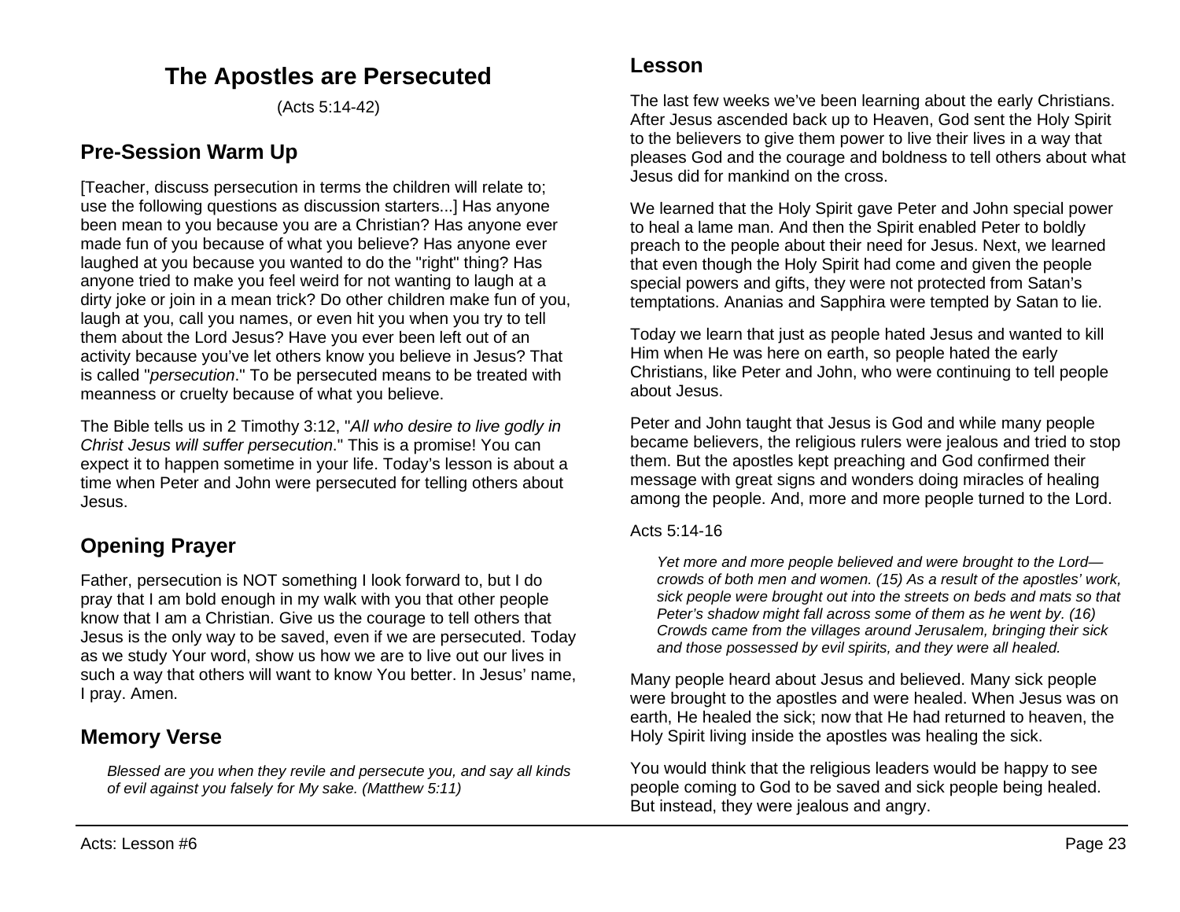# The Apostles are Persecuted

(Acts 5:14-42)

## Pre-Session Warm Up

[Teacher, discuss persecution in terms the children will relate to; use the following questions as discussion starters...] Has anyone been mean to you because you are a Christian? Has anyone ever made fun of you because of what you believe? Has anyone ever laughed at you because you wanted to do the "right" thing? Has anyone tried to make you feel weird for not wanting to laugh at a dirty joke or join in a mean trick? Do other children make fun of you, laugh at you, call you names, or even hit you when you try to tell them about the Lord Jesus? Have you ever been left out of an activity because you've let others know you believe in Jesus? That is called "*persecution*." To be persecuted means to be treated with meanness or cruelty because of what you believe.

The Bible tells us in 2 Timothy 3:12, "*All who desire to live godly in Christ Jesus will suffer persecution*." This is a promise! You can expect it to happen sometime in your life. Today's lesson is about a time when Peter and John were persecuted for telling others about Jesus.

## Opening Prayer

Father, persecution is NOT something I look forward to, but I do pray that I am bold enough in my walk with you that other people know that I am a Christian. Give us the courage to tell others that Jesus is the only way to be saved, even if we are persecuted. Today as we study Your word, show us how we are to live out our lives in such a way that others will want to know You better. In Jesus' name, I pray. Amen.

## Memory Verse

> *Blessed are you when they revile and persecute you, and say all kinds of evil against you falsely for My sake. (Matthew 5:11)*

## Lesson

The last few weeks we've been learning about the early Christians. After Jesus ascended back up to Heaven, God sent the Holy Spirit to the believers to give them power to live their lives in a way that pleases God and the courage and boldness to tell others about what Jesus did for mankind on the cross.

We learned that the Holy Spirit gave Peter and John special power to heal a lame man. And then the Spirit enabled Peter to boldly preach to the people about their need for Jesus. Next, we learned that even though the Holy Spirit had come and given the people special powers and gifts, they were not protected from Satan's temptations. Ananias and Sapphira were tempted by Satan to lie.

Today we learn that just as people hated Jesus and wanted to kill Him when He was here on earth, so people hated the early Christians, like Peter and John, who were continuing to tell people about Jesus.

Peter and John taught that Jesus is God and while many people became believers, the religious rulers were jealous and tried to stop them. But the apostles kept preaching and God confirmed their message with great signs and wonders doing miracles of healing among the people. And, more and more people turned to the Lord.

Acts 5:14-16

> *Yet more and more people believed and were brought to the Lord—crowds of both men and women. (15) As a result of the apostles' work, sick people were brought out into the streets on beds and mats so that Peter's shadow might fall across some of them as he went by. (16) Crowds came from the villages around Jerusalem, bringing their sick and those possessed by evil spirits, and they were all healed.*

Many people heard about Jesus and believed. Many sick people were brought to the apostles and were healed. When Jesus was on earth, He healed the sick; now that He had returned to heaven, the Holy Spirit living inside the apostles was healing the sick.

You would think that the religious leaders would be happy to see people coming to God to be saved and sick people being healed. But instead, they were jealous and angry.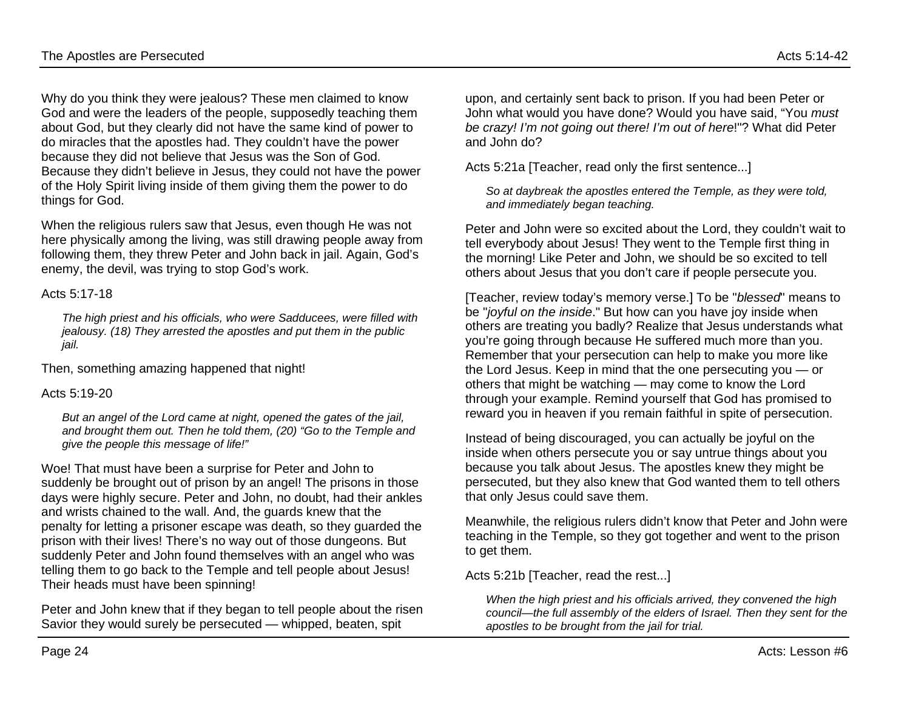Why do you think they were jealous? These men claimed to know God and were the leaders of the people, supposedly teaching them about God, but they clearly did not have the same kind of power to do miracles that the apostles had. They couldn't have the power because they did not believe that Jesus was the Son of God. Because they didn't believe in Jesus, they could not have the power of the Holy Spirit living inside of them giving them the power to do things for God.

When the religious rulers saw that Jesus, even though He was not here physically among the living, was still drawing people away from following them, they threw Peter and John back in jail. Again, God's enemy, the devil, was trying to stop God's work.

Acts 5:17-18

> *The high priest and his officials, who were Sadducees, were filled with jealousy. (18) They arrested the apostles and put them in the public jail.*

Then, something amazing happened that night!

Acts 5:19-20

> *But an angel of the Lord came at night, opened the gates of the jail, and brought them out. Then he told them, (20) "Go to the Temple and give the people this message of life!"*

Woe! That must have been a surprise for Peter and John to suddenly be brought out of prison by an angel! The prisons in those days were highly secure. Peter and John, no doubt, had their ankles and wrists chained to the wall. And, the guards knew that the penalty for letting a prisoner escape was death, so they guarded the prison with their lives! There's no way out of those dungeons. But suddenly Peter and John found themselves with an angel who was telling them to go back to the Temple and tell people about Jesus! Their heads must have been spinning!

Peter and John knew that if they began to tell people about the risen Savior they would surely be persecuted — whipped, beaten, spit upon, and certainly sent back to prison. If you had been Peter or John what would you have done? Would you have said, "You *must be crazy! I'm not going out there! I'm out of here*!"? What did Peter and John do?

Acts 5:21a [Teacher, read only the first sentence...]

> *So at daybreak the apostles entered the Temple, as they were told, and immediately began teaching.*

Peter and John were so excited about the Lord, they couldn't wait to tell everybody about Jesus! They went to the Temple first thing in the morning! Like Peter and John, we should be so excited to tell others about Jesus that you don't care if people persecute you.

[Teacher, review today's memory verse.] To be "*blessed*" means to be "*joyful on the inside*." But how can you have joy inside when others are treating you badly? Realize that Jesus understands what you're going through because He suffered much more than you. Remember that your persecution can help to make you more like the Lord Jesus. Keep in mind that the one persecuting you — or others that might be watching — may come to know the Lord through your example. Remind yourself that God has promised to reward you in heaven if you remain faithful in spite of persecution.

Instead of being discouraged, you can actually be joyful on the inside when others persecute you or say untrue things about you because you talk about Jesus. The apostles knew they might be persecuted, but they also knew that God wanted them to tell others that only Jesus could save them.

Meanwhile, the religious rulers didn't know that Peter and John were teaching in the Temple, so they got together and went to the prison to get them.

Acts 5:21b [Teacher, read the rest...]

> *When the high priest and his officials arrived, they convened the high council—the full assembly of the elders of Israel. Then they sent for the apostles to be brought from the jail for trial.*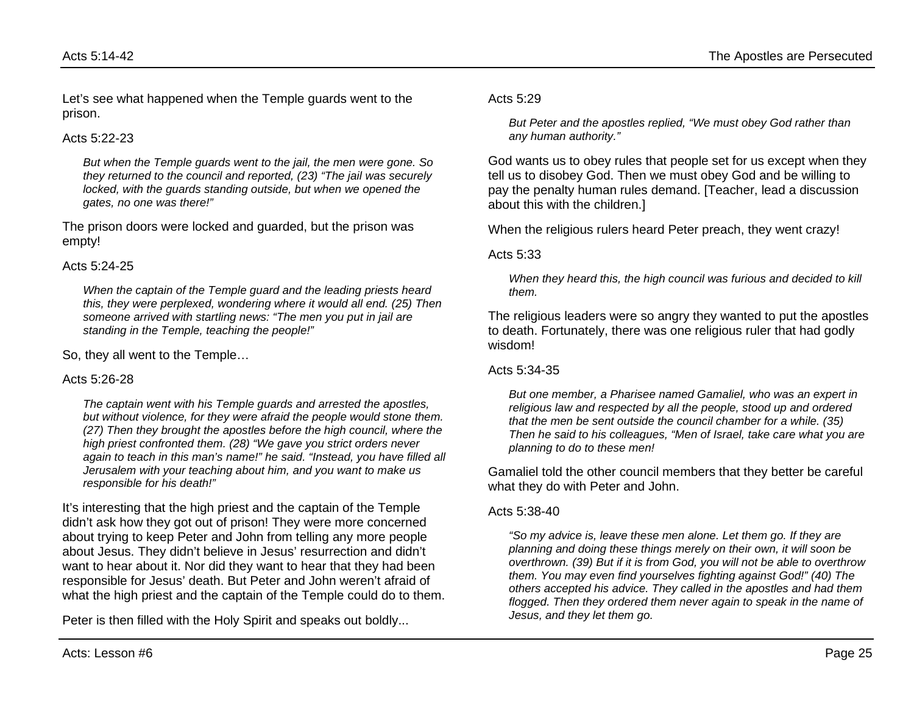Let's see what happened when the Temple guards went to the prison.

Acts 5:22-23

> *But when the Temple guards went to the jail, the men were gone. So they returned to the council and reported, (23) "The jail was securely locked, with the guards standing outside, but when we opened the gates, no one was there!"*

The prison doors were locked and guarded, but the prison was empty!

Acts 5:24-25

> *When the captain of the Temple guard and the leading priests heard this, they were perplexed, wondering where it would all end. (25) Then someone arrived with startling news: "The men you put in jail are standing in the Temple, teaching the people!"*

So, they all went to the Temple…

Acts 5:26-28

> *The captain went with his Temple guards and arrested the apostles, but without violence, for they were afraid the people would stone them. (27) Then they brought the apostles before the high council, where the high priest confronted them. (28) "We gave you strict orders never again to teach in this man's name!" he said. "Instead, you have filled all Jerusalem with your teaching about him, and you want to make us responsible for his death!"*

It's interesting that the high priest and the captain of the Temple didn't ask how they got out of prison! They were more concerned about trying to keep Peter and John from telling any more people about Jesus. They didn't believe in Jesus' resurrection and didn't want to hear about it. Nor did they want to hear that they had been responsible for Jesus' death. But Peter and John weren't afraid of what the high priest and the captain of the Temple could do to them.

Peter is then filled with the Holy Spirit and speaks out boldly...

Acts 5:29

> *But Peter and the apostles replied, "We must obey God rather than any human authority."*

God wants us to obey rules that people set for us except when they tell us to disobey God. Then we must obey God and be willing to pay the penalty human rules demand. [Teacher, lead a discussion about this with the children.]

When the religious rulers heard Peter preach, they went crazy!

Acts 5:33

> *When they heard this, the high council was furious and decided to kill them.*

The religious leaders were so angry they wanted to put the apostles to death. Fortunately, there was one religious ruler that had godly wisdom!

Acts 5:34-35

> *But one member, a Pharisee named Gamaliel, who was an expert in religious law and respected by all the people, stood up and ordered that the men be sent outside the council chamber for a while. (35) Then he said to his colleagues, "Men of Israel, take care what you are planning to do to these men!*

Gamaliel told the other council members that they better be careful what they do with Peter and John.

Acts 5:38-40

> *"So my advice is, leave these men alone. Let them go. If they are planning and doing these things merely on their own, it will soon be overthrown. (39) But if it is from God, you will not be able to overthrow them. You may even find yourselves fighting against God!" (40) The others accepted his advice. They called in the apostles and had them flogged. Then they ordered them never again to speak in the name of Jesus, and they let them go.*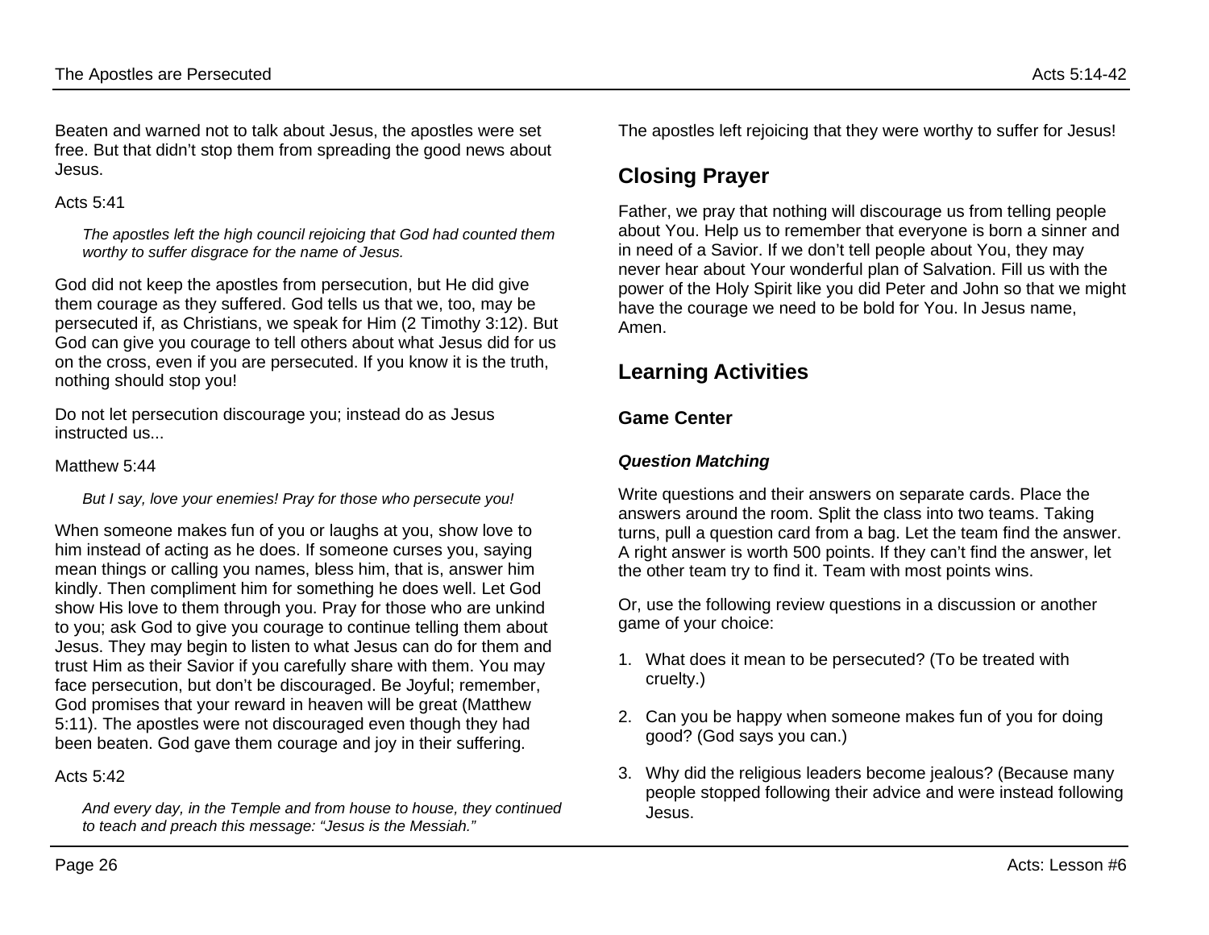Beaten and warned not to talk about Jesus, the apostles were set free. But that didn't stop them from spreading the good news about Jesus.

Acts 5:41

> *The apostles left the high council rejoicing that God had counted them worthy to suffer disgrace for the name of Jesus.*

God did not keep the apostles from persecution, but He did give them courage as they suffered. God tells us that we, too, may be persecuted if, as Christians, we speak for Him (2 Timothy 3:12). But God can give you courage to tell others about what Jesus did for us on the cross, even if you are persecuted. If you know it is the truth, nothing should stop you!

Do not let persecution discourage you; instead do as Jesus instructed us...

Matthew 5:44

> *But I say, love your enemies! Pray for those who persecute you!*

When someone makes fun of you or laughs at you, show love to him instead of acting as he does. If someone curses you, saying mean things or calling you names, bless him, that is, answer him kindly. Then compliment him for something he does well. Let God show His love to them through you. Pray for those who are unkind to you; ask God to give you courage to continue telling them about Jesus. They may begin to listen to what Jesus can do for them and trust Him as their Savior if you carefully share with them. You may face persecution, but don't be discouraged. Be Joyful; remember, God promises that your reward in heaven will be great (Matthew 5:11). The apostles were not discouraged even though they had been beaten. God gave them courage and joy in their suffering.

Acts 5:42

> *And every day, in the Temple and from house to house, they continued to teach and preach this message: "Jesus is the Messiah."*

The apostles left rejoicing that they were worthy to suffer for Jesus!

## Closing Prayer

Father, we pray that nothing will discourage us from telling people about You. Help us to remember that everyone is born a sinner and in need of a Savior. If we don't tell people about You, they may never hear about Your wonderful plan of Salvation. Fill us with the power of the Holy Spirit like you did Peter and John so that we might have the courage we need to be bold for You. In Jesus name, Amen.

## Learning Activities

### Game Center

#### *Question Matching*

Write questions and their answers on separate cards. Place the answers around the room. Split the class into two teams. Taking turns, pull a question card from a bag. Let the team find the answer. A right answer is worth 500 points. If they can't find the answer, let the other team try to find it. Team with most points wins.

Or, use the following review questions in a discussion or another game of your choice:

1. What does it mean to be persecuted? (To be treated with cruelty.)
2. Can you be happy when someone makes fun of you for doing good? (God says you can.)
3. Why did the religious leaders become jealous? (Because many people stopped following their advice and were instead following Jesus.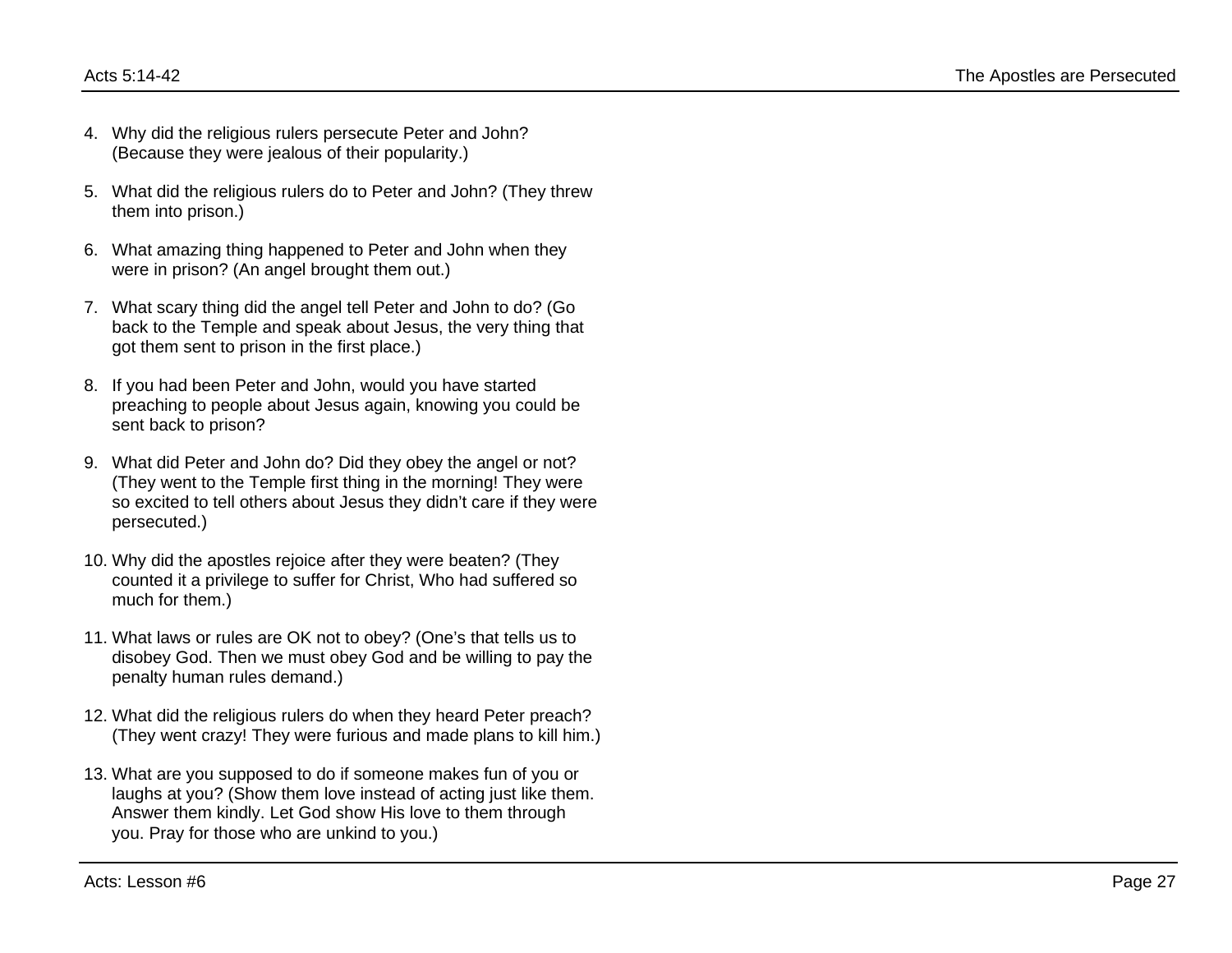4. Why did the religious rulers persecute Peter and John? (Because they were jealous of their popularity.)

5. What did the religious rulers do to Peter and John? (They threw them into prison.)

6. What amazing thing happened to Peter and John when they were in prison? (An angel brought them out.)

7. What scary thing did the angel tell Peter and John to do? (Go back to the Temple and speak about Jesus, the very thing that got them sent to prison in the first place.)

8. If you had been Peter and John, would you have started preaching to people about Jesus again, knowing you could be sent back to prison?

9. What did Peter and John do? Did they obey the angel or not? (They went to the Temple first thing in the morning! They were so excited to tell others about Jesus they didn't care if they were persecuted.)

10. Why did the apostles rejoice after they were beaten? (They counted it a privilege to suffer for Christ, Who had suffered so much for them.)

11. What laws or rules are OK not to obey? (One's that tells us to disobey God. Then we must obey God and be willing to pay the penalty human rules demand.)

12. What did the religious rulers do when they heard Peter preach? (They went crazy! They were furious and made plans to kill him.)

13. What are you supposed to do if someone makes fun of you or laughs at you? (Show them love instead of acting just like them. Answer them kindly. Let God show His love to them through you. Pray for those who are unkind to you.)